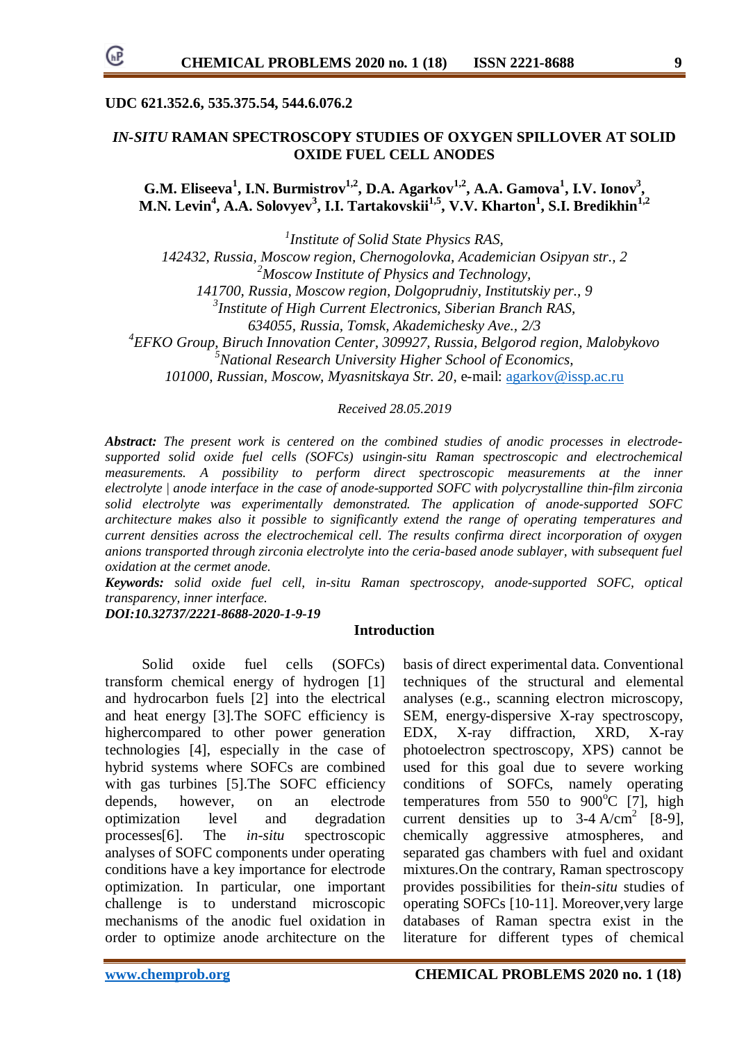UDC 621.352.6, 535.375.54, 544.6.076.2

# *IN-SITU* RAMAN SPECTROSCOPY STUDIES OF OXYGEN SPILLOVER AT SOLID OXIDE FUEL CELL ANODES

**G.M. Eliseeva[1], I.N. Burmistrov[1,2], D.A. Agarkov[1,2], A.A. Gamova[1], I.V. Ionov[3], M.N. Levin[4], A.A. Solovyev[3], I.I. Tartakovskii[1,5], V.V. Kharton[1], S.I. Bredikhin[1,2]**

*[1]Institute of Solid State Physics RAS,*
*142432, Russia, Moscow region, Chernogolovka, Academician Osipyan str., 2*
*[2]Moscow Institute of Physics and Technology,*
*141700, Russia, Moscow region, Dolgoprudniy, Institutskiy per., 9*
*[3]Institute of High Current Electronics, Siberian Branch RAS,*
*634055, Russia, Tomsk, Akademichesky Ave., 2/3*
*[4]EFKO Group, Biruch Innovation Center, 309927, Russia, Belgorod region, Malobykovo*
*[5]National Research University Higher School of Economics,*
*101000, Russian, Moscow, Myasnitskaya Str. 20*, e-mail: agarkov@issp.ac.ru

*Received 28.05.2019*

***Abstract:*** *The present work is centered on the combined studies of anodic processes in electrode-supported solid oxide fuel cells (SOFCs) usingin-situ Raman spectroscopic and electrochemical measurements. A possibility to perform direct spectroscopic measurements at the inner electrolyte | anode interface in the case of anode-supported SOFC with polycrystalline thin-film zirconia solid electrolyte was experimentally demonstrated. The application of anode-supported SOFC architecture makes also it possible to significantly extend the range of operating temperatures and current densities across the electrochemical cell. The results confirma direct incorporation of oxygen anions transported through zirconia electrolyte into the ceria-based anode sublayer, with subsequent fuel oxidation at the cermet anode.*

***Keywords:*** *solid oxide fuel cell, in-situ Raman spectroscopy, anode-supported SOFC, optical transparency, inner interface.*

***DOI:10.32737/2221-8688-2020-1-9-19***

## Introduction

Solid oxide fuel cells (SOFCs) transform chemical energy of hydrogen [1] and hydrocarbon fuels [2] into the electrical and heat energy [3].The SOFC efficiency is highercompared to other power generation technologies [4], especially in the case of hybrid systems where SOFCs are combined with gas turbines [5].The SOFC efficiency depends, however, on an electrode optimization level and degradation processes[6]. The *in-situ* spectroscopic analyses of SOFC components under operating conditions have a key importance for electrode optimization. In particular, one important challenge is to understand microscopic mechanisms of the anodic fuel oxidation in order to optimize anode architecture on the basis of direct experimental data. Conventional techniques of the structural and elemental analyses (e.g., scanning electron microscopy, SEM, energy-dispersive X-ray spectroscopy, EDX, X-ray diffraction, XRD, X-ray photoelectron spectroscopy, XPS) cannot be used for this goal due to severe working conditions of SOFCs, namely operating temperatures from 550 to 900$^{o}$C [7], high current densities up to 3-4 A/cm$^2$ [8-9], chemically aggressive atmospheres, and separated gas chambers with fuel and oxidant mixtures.On the contrary, Raman spectroscopy provides possibilities for the*in-situ* studies of operating SOFCs [10-11]. Moreover,very large databases of Raman spectra exist in the literature for different types of chemical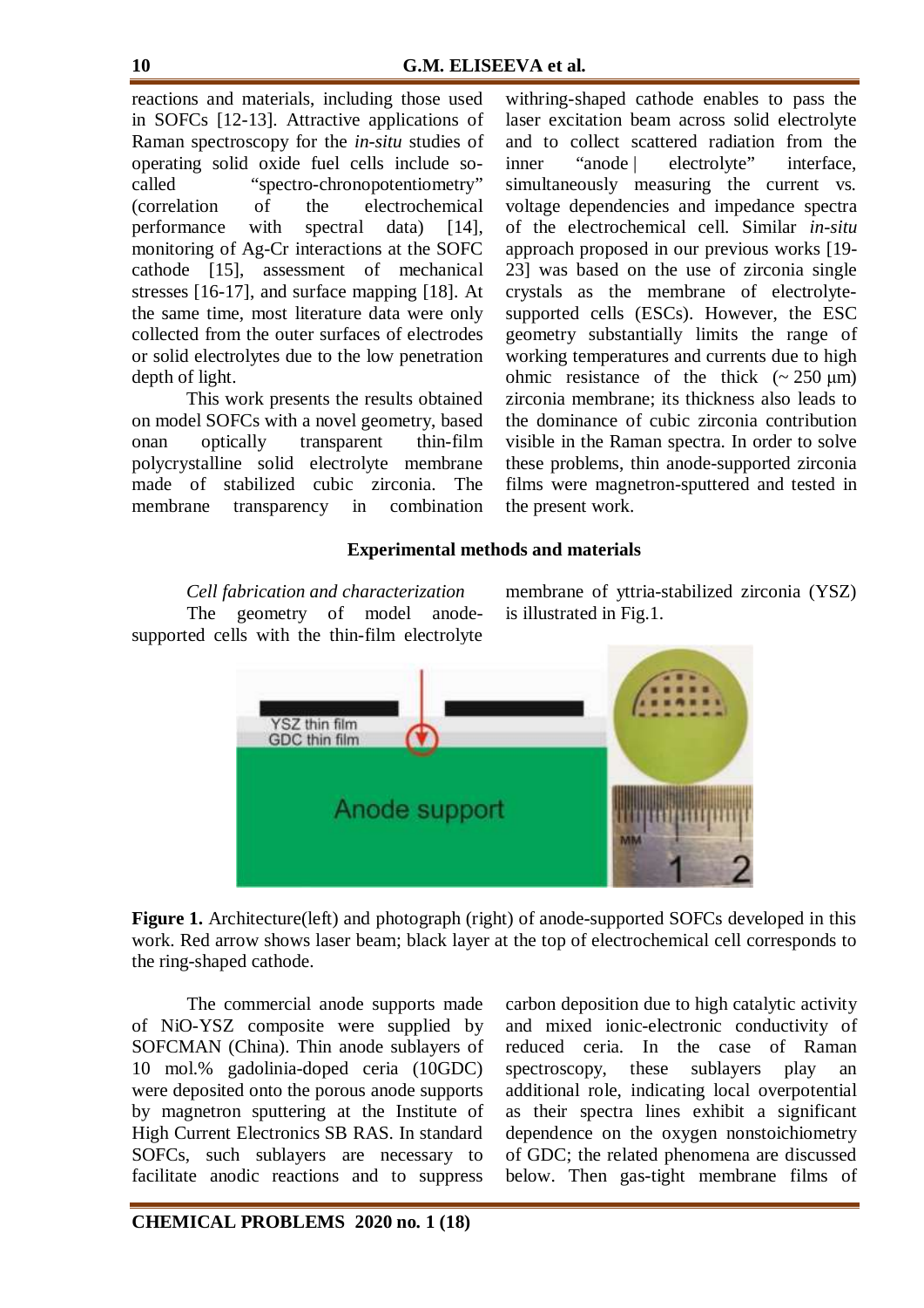reactions and materials, including those used in SOFCs [12-13]. Attractive applications of Raman spectroscopy for the *in-situ* studies of operating solid oxide fuel cells include so-called "spectro-chronopotentiometry" (correlation of the electrochemical performance with spectral data) [14], monitoring of Ag-Cr interactions at the SOFC cathode [15], assessment of mechanical stresses [16-17], and surface mapping [18]. At the same time, most literature data were only collected from the outer surfaces of electrodes or solid electrolytes due to the low penetration depth of light.

This work presents the results obtained on model SOFCs with a novel geometry, based onan optically transparent thin-film polycrystalline solid electrolyte membrane made of stabilized cubic zirconia. The membrane transparency in combination withring-shaped cathode enables to pass the laser excitation beam across solid electrolyte and to collect scattered radiation from the inner "anode | electrolyte" interface, simultaneously measuring the current vs. voltage dependencies and impedance spectra of the electrochemical cell. Similar *in-situ* approach proposed in our previous works [19-23] was based on the use of zirconia single crystals as the membrane of electrolyte-supported cells (ESCs). However, the ESC geometry substantially limits the range of working temperatures and currents due to high ohmic resistance of the thick (~ 250 μm) zirconia membrane; its thickness also leads to the dominance of cubic zirconia contribution visible in the Raman spectra. In order to solve these problems, thin anode-supported zirconia films were magnetron-sputtered and tested in the present work.

## Experimental methods and materials

*Cell fabrication and characterization*

The geometry of model anode-supported cells with the thin-film electrolyte membrane of yttria-stabilized zirconia (YSZ) is illustrated in Fig.1.

**Figure 1.** Architecture(left) and photograph (right) of anode-supported SOFCs developed in this work. Red arrow shows laser beam; black layer at the top of electrochemical cell corresponds to the ring-shaped cathode.

The commercial anode supports made of NiO-YSZ composite were supplied by SOFCMAN (China). Thin anode sublayers of 10 mol.% gadolinia-doped ceria (10GDC) were deposited onto the porous anode supports by magnetron sputtering at the Institute of High Current Electronics SB RAS. In standard SOFCs, such sublayers are necessary to facilitate anodic reactions and to suppress carbon deposition due to high catalytic activity and mixed ionic-electronic conductivity of reduced ceria. In the case of Raman spectroscopy, these sublayers play an additional role, indicating local overpotential as their spectra lines exhibit a significant dependence on the oxygen nonstoichiometry of GDC; the related phenomena are discussed below. Then gas-tight membrane films of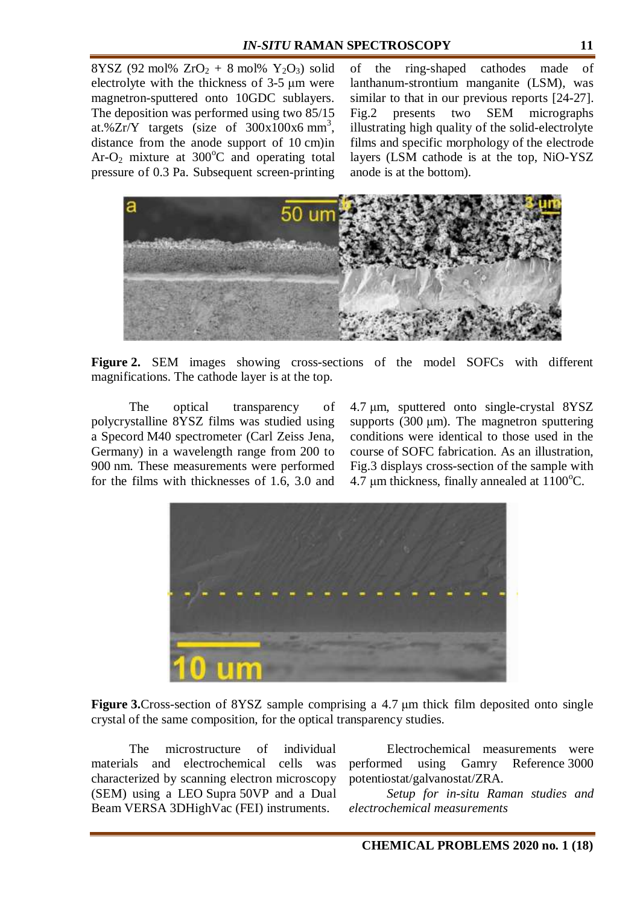8YSZ (92 mol% $ZrO_2$ + 8 mol% $Y_2O_3$) solid electrolyte with the thickness of 3-5 µm were magnetron-sputtered onto 10GDC sublayers. The deposition was performed using two 85/15 at.%Zr/Y targets (size of 300x100x6 $mm^3$, distance from the anode support of 10 cm)in Ar-$O_2$ mixture at 300°C and operating total pressure of 0.3 Pa. Subsequent screen-printing of the ring-shaped cathodes made of lanthanum-strontium manganite (LSM), was similar to that in our previous reports [24-27]. Fig.2 presents two SEM micrographs illustrating high quality of the solid-electrolyte films and specific morphology of the electrode layers (LSM cathode is at the top, NiO-YSZ anode is at the bottom).

**Figure 2.** SEM images showing cross-sections of the model SOFCs with different magnifications. The cathode layer is at the top.

The optical transparency of polycrystalline 8YSZ films was studied using a Specord M40 spectrometer (Carl Zeiss Jena, Germany) in a wavelength range from 200 to 900 nm. These measurements were performed for the films with thicknesses of 1.6, 3.0 and 4.7 µm, sputtered onto single-crystal 8YSZ supports (300 µm). The magnetron sputtering conditions were identical to those used in the course of SOFC fabrication. As an illustration, Fig.3 displays cross-section of the sample with 4.7 µm thickness, finally annealed at 1100°C.

**Figure 3.**Cross-section of 8YSZ sample comprising a 4.7 µm thick film deposited onto single crystal of the same composition, for the optical transparency studies.

The microstructure of individual materials and electrochemical cells was characterized by scanning electron microscopy (SEM) using a LEO Supra 50VP and a Dual Beam VERSA 3DHighVac (FEI) instruments.

Electrochemical measurements were performed using Gamry Reference 3000 potentiostat/galvanostat/ZRA.

*Setup for in-situ Raman studies and electrochemical measurements*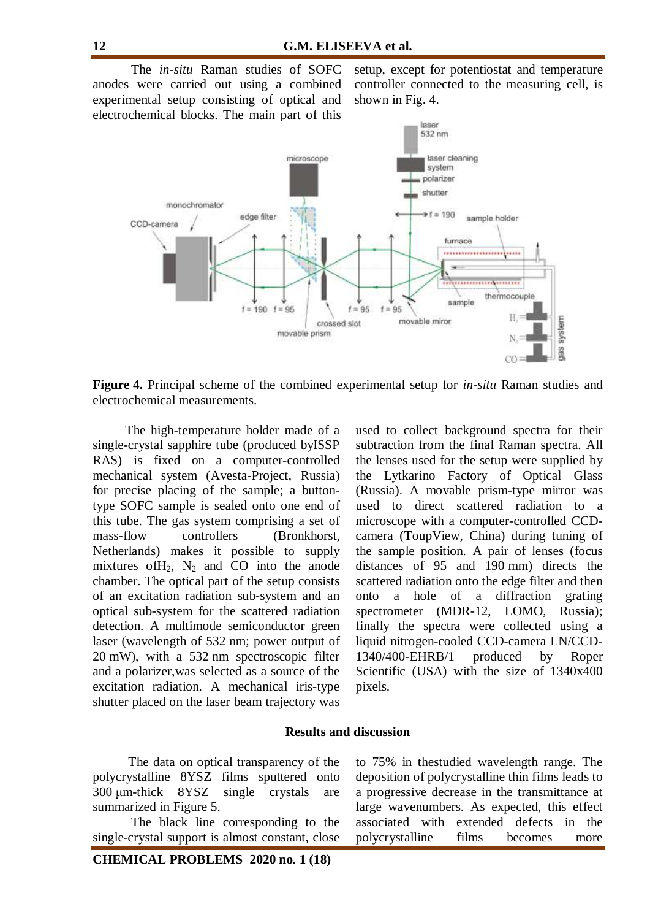The *in-situ* Raman studies of SOFC anodes were carried out using a combined experimental setup consisting of optical and electrochemical blocks. The main part of this setup, except for potentiostat and temperature controller connected to the measuring cell, is shown in Fig. 4.

**Figure 4.** Principal scheme of the combined experimental setup for *in-situ* Raman studies and electrochemical measurements.

The high-temperature holder made of a single-crystal sapphire tube (produced byISSP RAS) is fixed on a computer-controlled mechanical system (Avesta-Project, Russia) for precise placing of the sample; a button-type SOFC sample is sealed onto one end of this tube. The gas system comprising a set of mass-flow controllers (Bronkhorst, Netherlands) makes it possible to supply mixtures of$H_2$, $N_2$ and CO into the anode chamber. The optical part of the setup consists of an excitation radiation sub-system and an optical sub-system for the scattered radiation detection. A multimode semiconductor green laser (wavelength of 532 nm; power output of 20 mW), with a 532 nm spectroscopic filter and a polarizer,was selected as a source of the excitation radiation. A mechanical iris-type shutter placed on the laser beam trajectory was used to collect background spectra for their subtraction from the final Raman spectra. All the lenses used for the setup were supplied by the Lytkarino Factory of Optical Glass (Russia). A movable prism-type mirror was used to direct scattered radiation to a microscope with a computer-controlled CCD-camera (ToupView, China) during tuning of the sample position. A pair of lenses (focus distances of 95 and 190 mm) directs the scattered radiation onto the edge filter and then onto a hole of a diffraction grating spectrometer (MDR-12, LOMO, Russia); finally the spectra were collected using a liquid nitrogen-cooled CCD-camera LN/CCD-1340/400-EHRB/1 produced by Roper Scientific (USA) with the size of 1340x400 pixels.

## Results and discussion

The data on optical transparency of the polycrystalline 8YSZ films sputtered onto 300 μm-thick 8YSZ single crystals are summarized in Figure 5.

The black line corresponding to the single-crystal support is almost constant, close to 75% in thestudied wavelength range. The deposition of polycrystalline thin films leads to a progressive decrease in the transmittance at large wavenumbers. As expected, this effect associated with extended defects in the polycrystalline films becomes more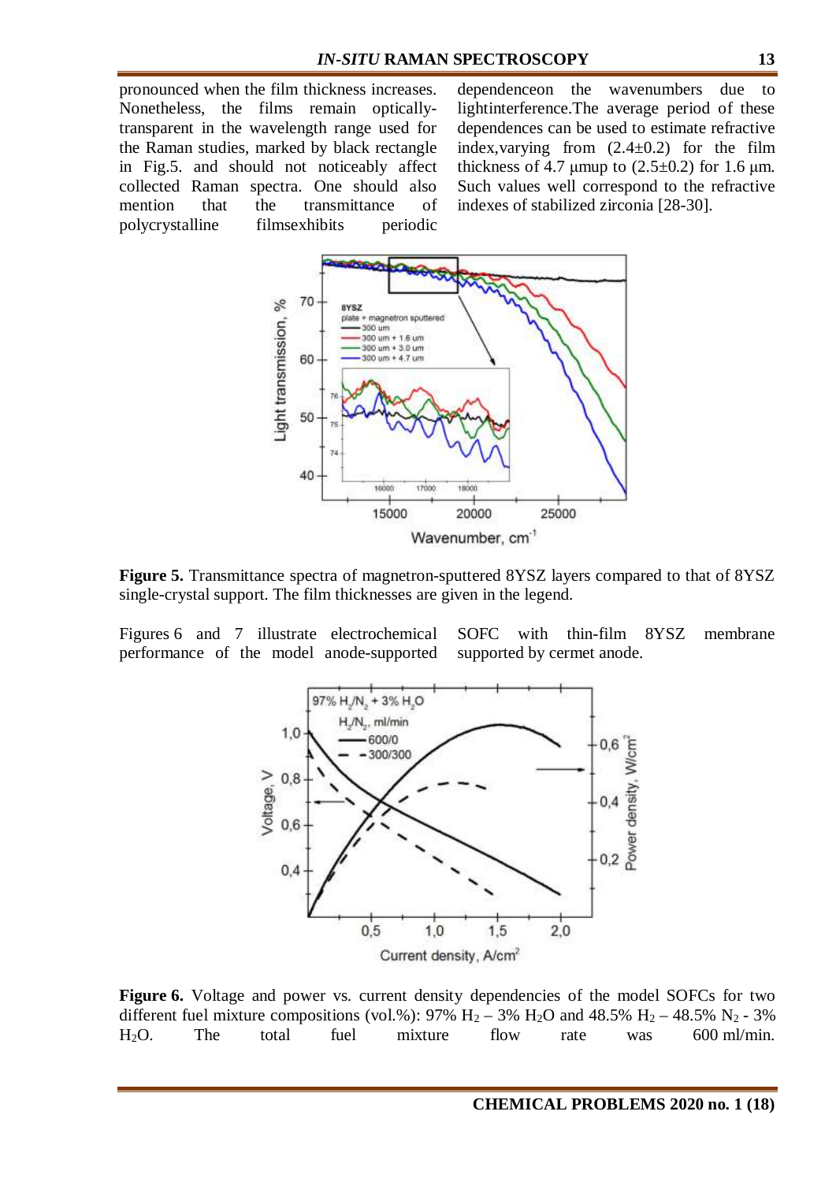pronounced when the film thickness increases. Nonetheless, the films remain optically-transparent in the wavelength range used for the Raman studies, marked by black rectangle in Fig.5. and should not noticeably affect collected Raman spectra. One should also mention that the transmittance of polycrystalline filmsexhibits periodic dependenceon the wavenumbers due to lightinterference.The average period of these dependences can be used to estimate refractive index,varying from (2.4±0.2) for the film thickness of 4.7 μmup to (2.5±0.2) for 1.6 μm. Such values well correspond to the refractive indexes of stabilized zirconia [28-30].

**Figure 5.** Transmittance spectra of magnetron-sputtered 8YSZ layers compared to that of 8YSZ single-crystal support. The film thicknesses are given in the legend.

Figures 6 and 7 illustrate electrochemical performance of the model anode-supported SOFC with thin-film 8YSZ membrane supported by cermet anode.

**Figure 6.** Voltage and power vs. current density dependencies of the model SOFCs for two different fuel mixture compositions (vol.%): 97% $H_2$ – 3% $H_2O$ and 48.5% $H_2$ – 48.5% $N_2$ - 3% $H_2O$. The total fuel mixture flow rate was 600 ml/min.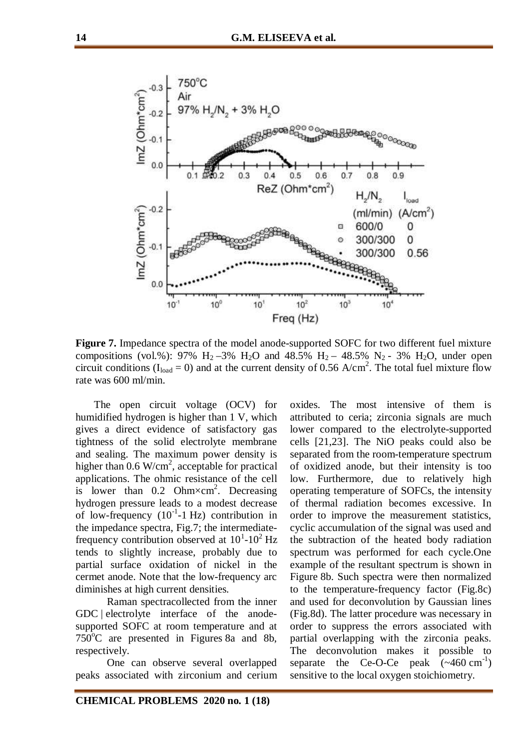**Figure 7.** Impedance spectra of the model anode-supported SOFC for two different fuel mixture compositions (vol.%): 97% $H_2$ –3% $H_2O$ and 48.5% $H_2$ – 48.5% $N_2$ - 3% $H_2O$, under open circuit conditions ($I_{load} = 0$) and at the current density of 0.56 A/cm$^2$. The total fuel mixture flow rate was 600 ml/min.

The open circuit voltage (OCV) for humidified hydrogen is higher than 1 V, which gives a direct evidence of satisfactory gas tightness of the solid electrolyte membrane and sealing. The maximum power density is higher than 0.6 W/cm$^2$, acceptable for practical applications. The ohmic resistance of the cell is lower than 0.2 Ohm×cm$^2$. Decreasing hydrogen pressure leads to a modest decrease of low-frequency ($10^{-1}$-1 Hz) contribution in the impedance spectra, Fig.7; the intermediate-frequency contribution observed at $10^1$-$10^2$ Hz tends to slightly increase, probably due to partial surface oxidation of nickel in the cermet anode. Note that the low-frequency arc diminishes at high current densities.

Raman spectracollected from the inner GDC | electrolyte interface of the anode-supported SOFC at room temperature and at 750°C are presented in Figures 8a and 8b, respectively.

One can observe several overlapped peaks associated with zirconium and cerium oxides. The most intensive of them is attributed to ceria; zirconia signals are much lower compared to the electrolyte-supported cells [21,23]. The NiO peaks could also be separated from the room-temperature spectrum of oxidized anode, but their intensity is too low. Furthermore, due to relatively high operating temperature of SOFCs, the intensity of thermal radiation becomes excessive. In order to improve the measurement statistics, cyclic accumulation of the signal was used and the subtraction of the heated body radiation spectrum was performed for each cycle.One example of the resultant spectrum is shown in Figure 8b. Such spectra were then normalized to the temperature-frequency factor (Fig.8c) and used for deconvolution by Gaussian lines (Fig.8d). The latter procedure was necessary in order to suppress the errors associated with partial overlapping with the zirconia peaks. The deconvolution makes it possible to separate the Ce-O-Ce peak (~460 cm$^{-1}$) sensitive to the local oxygen stoichiometry.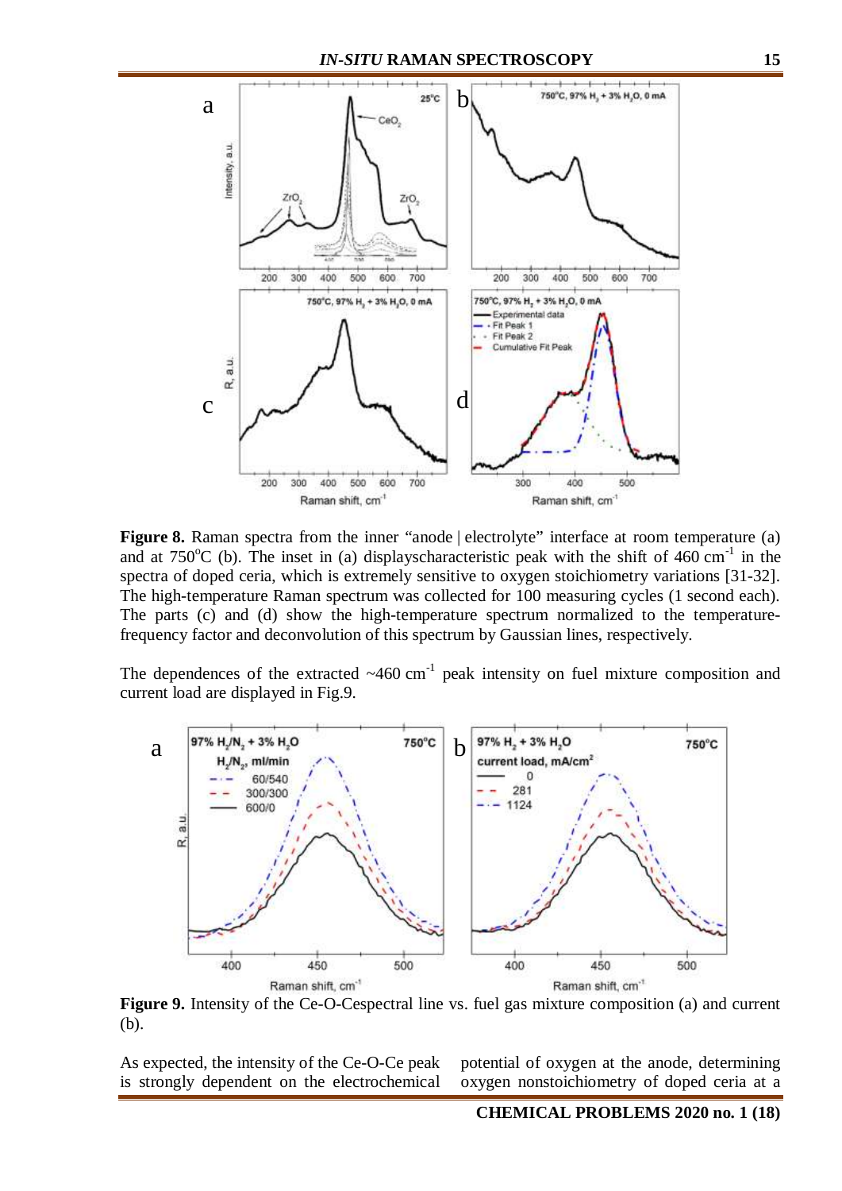**Figure 8.** Raman spectra from the inner "anode | electrolyte" interface at room temperature (a) and at 750°C (b). The inset in (a) displayscharacteristic peak with the shift of 460 $cm^{-1}$ in the spectra of doped ceria, which is extremely sensitive to oxygen stoichiometry variations [31-32]. The high-temperature Raman spectrum was collected for 100 measuring cycles (1 second each). The parts (c) and (d) show the high-temperature spectrum normalized to the temperature-frequency factor and deconvolution of this spectrum by Gaussian lines, respectively.

The dependences of the extracted ~460 $cm^{-1}$ peak intensity on fuel mixture composition and current load are displayed in Fig.9.

**Figure 9.** Intensity of the Ce-O-Cespectral line vs. fuel gas mixture composition (a) and current (b).

As expected, the intensity of the Ce-O-Ce peak is strongly dependent on the electrochemical potential of oxygen at the anode, determining oxygen nonstoichiometry of doped ceria at a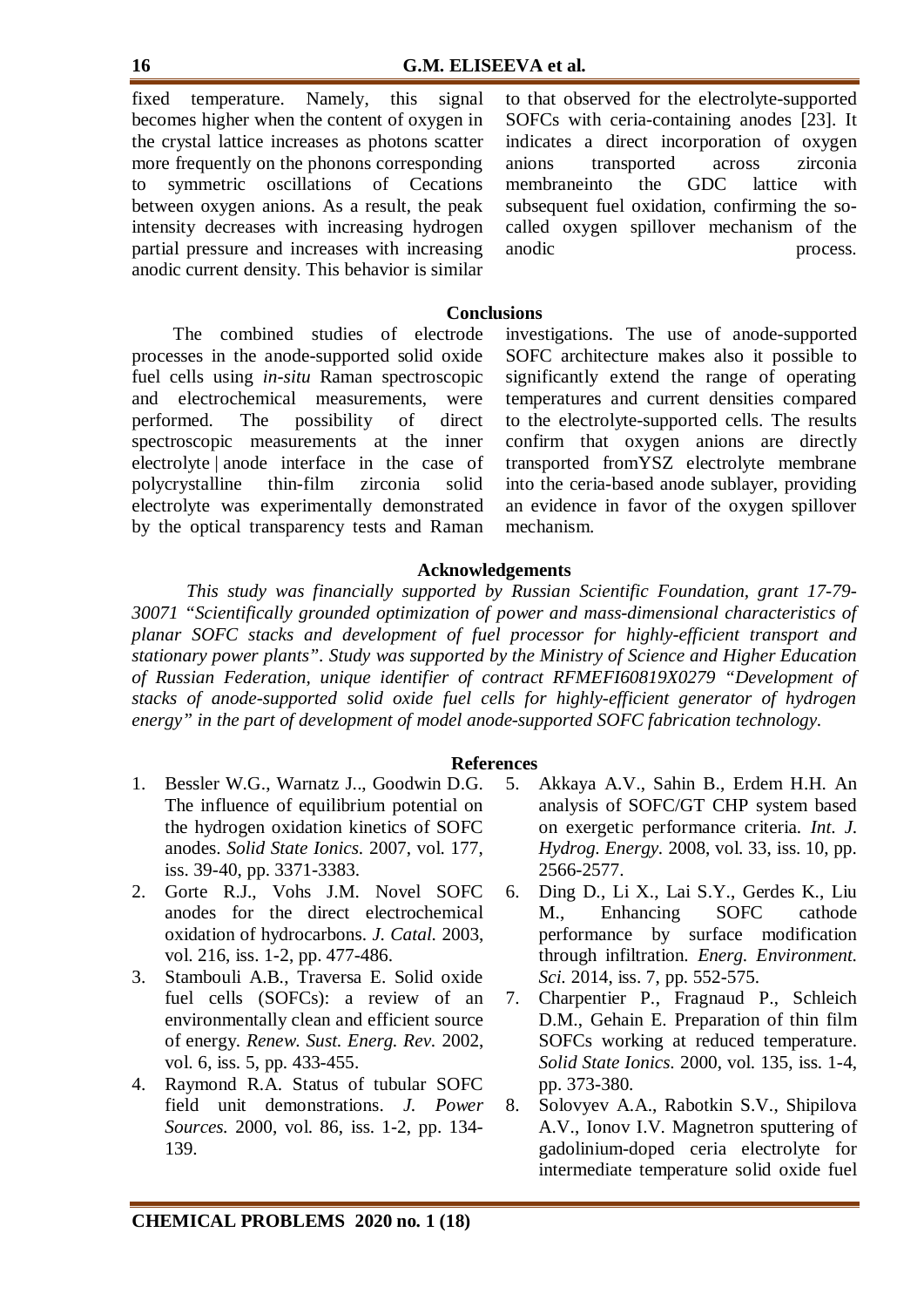fixed temperature. Namely, this signal becomes higher when the content of oxygen in the crystal lattice increases as photons scatter more frequently on the phonons corresponding to symmetric oscillations of Cecations between oxygen anions. As a result, the peak intensity decreases with increasing hydrogen partial pressure and increases with increasing anodic current density. This behavior is similar to that observed for the electrolyte-supported SOFCs with ceria-containing anodes [23]. It indicates a direct incorporation of oxygen anions transported across zirconia membraneinto the GDC lattice with subsequent fuel oxidation, confirming the so-called oxygen spillover mechanism of the anodic process.

## Conclusions

The combined studies of electrode processes in the anode-supported solid oxide fuel cells using *in-situ* Raman spectroscopic and electrochemical measurements, were performed. The possibility of direct spectroscopic measurements at the inner electrolyte | anode interface in the case of polycrystalline thin-film zirconia solid electrolyte was experimentally demonstrated by the optical transparency tests and Raman investigations. The use of anode-supported SOFC architecture makes also it possible to significantly extend the range of operating temperatures and current densities compared to the electrolyte-supported cells. The results confirm that oxygen anions are directly transported fromYSZ electrolyte membrane into the ceria-based anode sublayer, providing an evidence in favor of the oxygen spillover mechanism.

## Acknowledgements

*This study was financially supported by Russian Scientific Foundation, grant 17-79-30071 "Scientifically grounded optimization of power and mass-dimensional characteristics of planar SOFC stacks and development of fuel processor for highly-efficient transport and stationary power plants". Study was supported by the Ministry of Science and Higher Education of Russian Federation, unique identifier of contract RFMEFI60819X0279 "Development of stacks of anode-supported solid oxide fuel cells for highly-efficient generator of hydrogen energy" in the part of development of model anode-supported SOFC fabrication technology.*

## References

1. Bessler W.G., Warnatz J.., Goodwin D.G. The influence of equilibrium potential on the hydrogen oxidation kinetics of SOFC anodes. *Solid State Ionics*. 2007, vol. 177, iss. 39-40, pp. 3371-3383.
2. Gorte R.J., Vohs J.M. Novel SOFC anodes for the direct electrochemical oxidation of hydrocarbons. *J. Catal*. 2003, vol. 216, iss. 1-2, pp. 477-486.
3. Stambouli A.B., Traversa E. Solid oxide fuel cells (SOFCs): a review of an environmentally clean and efficient source of energy. *Renew. Sust. Energ. Rev*. 2002, vol. 6, iss. 5, pp. 433-455.
4. Raymond R.A. Status of tubular SOFC field unit demonstrations. *J. Power Sources*. 2000, vol. 86, iss. 1-2, pp. 134-139.
5. Akkaya A.V., Sahin B., Erdem H.H. An analysis of SOFC/GT CHP system based on exergetic performance criteria. *Int. J. Hydrog. Energy*. 2008, vol. 33, iss. 10, pp. 2566-2577.
6. Ding D., Li X., Lai S.Y., Gerdes K., Liu M., Enhancing SOFC cathode performance by surface modification through infiltration. *Energ. Environment. Sci*. 2014, iss. 7, pp. 552-575.
7. Charpentier P., Fragnaud P., Schleich D.M., Gehain E. Preparation of thin film SOFCs working at reduced temperature. *Solid State Ionics*. 2000, vol. 135, iss. 1-4, pp. 373-380.
8. Solovyev A.A., Rabotkin S.V., Shipilova A.V., Ionov I.V. Magnetron sputtering of gadolinium-doped ceria electrolyte for intermediate temperature solid oxide fuel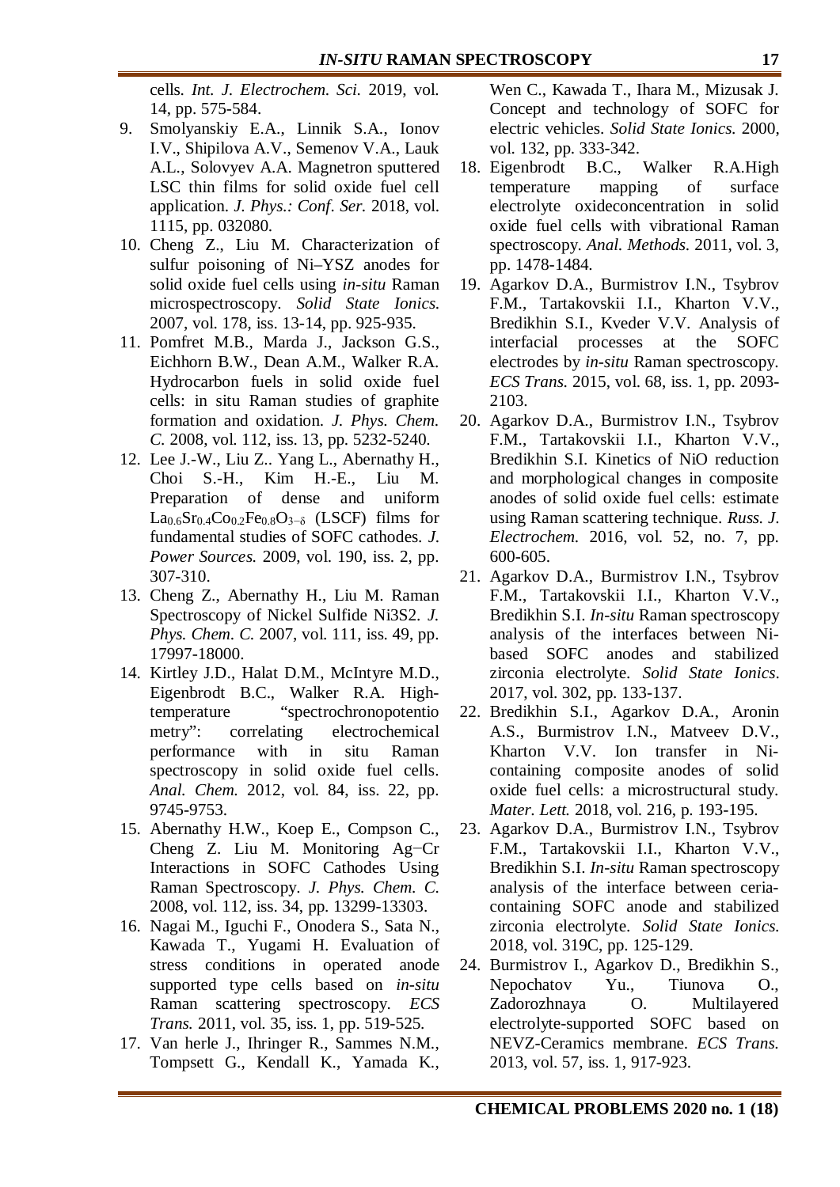cells. *Int. J. Electrochem. Sci.* 2019, vol. 14, pp. 575-584.

9. Smolyanskiy E.A., Linnik S.A., Ionov I.V., Shipilova A.V., Semenov V.A., Lauk A.L., Solovyev A.A. Magnetron sputtered LSC thin films for solid oxide fuel cell application. *J. Phys.: Conf. Ser.* 2018, vol. 1115, pp. 032080.
10. Cheng Z., Liu M. Characterization of sulfur poisoning of Ni–YSZ anodes for solid oxide fuel cells using *in-situ* Raman microspectroscopy. *Solid State Ionics.* 2007, vol. 178, iss. 13-14, pp. 925-935.
11. Pomfret M.B., Marda J., Jackson G.S., Eichhorn B.W., Dean A.M., Walker R.A. Hydrocarbon fuels in solid oxide fuel cells: in situ Raman studies of graphite formation and oxidation. *J. Phys. Chem. C.* 2008, vol. 112, iss. 13, pp. 5232-5240.
12. Lee J.-W., Liu Z.. Yang L., Abernathy H., Choi S.-H., Kim H.-E., Liu M. Preparation of dense and uniform $La_{0.6}Sr_{0.4}Co_{0.2}Fe_{0.8}O_{3-\delta}$ (LSCF) films for fundamental studies of SOFC cathodes. *J. Power Sources.* 2009, vol. 190, iss. 2, pp. 307-310.
13. Cheng Z., Abernathy H., Liu M. Raman Spectroscopy of Nickel Sulfide Ni3S2. *J. Phys. Chem. C.* 2007, vol. 111, iss. 49, pp. 17997-18000.
14. Kirtley J.D., Halat D.M., McIntyre M.D., Eigenbrodt B.C., Walker R.A. High-temperature "spectrochronopotentio metry": correlating electrochemical performance with in situ Raman spectroscopy in solid oxide fuel cells. *Anal. Chem.* 2012, vol. 84, iss. 22, pp. 9745-9753.
15. Abernathy H.W., Koep E., Compson C., Cheng Z. Liu M. Monitoring Ag−Cr Interactions in SOFC Cathodes Using Raman Spectroscopy. *J. Phys. Chem. C.* 2008, vol. 112, iss. 34, pp. 13299-13303.
16. Nagai M., Iguchi F., Onodera S., Sata N., Kawada T., Yugami H. Evaluation of stress conditions in operated anode supported type cells based on *in-situ* Raman scattering spectroscopy. *ECS Trans.* 2011, vol. 35, iss. 1, pp. 519-525.
17. Van herle J., Ihringer R., Sammes N.M., Tompsett G., Kendall K., Yamada K., Wen C., Kawada T., Ihara M., Mizusak J. Concept and technology of SOFC for electric vehicles. *Solid State Ionics.* 2000, vol. 132, pp. 333-342.
18. Eigenbrodt B.C., Walker R.A.High temperature mapping of surface electrolyte oxideconcentration in solid oxide fuel cells with vibrational Raman spectroscopy. *Anal. Methods.* 2011, vol. 3, pp. 1478-1484.
19. Agarkov D.A., Burmistrov I.N., Tsybrov F.M., Tartakovskii I.I., Kharton V.V., Bredikhin S.I., Kveder V.V. Analysis of interfacial processes at the SOFC electrodes by *in-situ* Raman spectroscopy. *ECS Trans.* 2015, vol. 68, iss. 1, pp. 2093-2103.
20. Agarkov D.A., Burmistrov I.N., Tsybrov F.M., Tartakovskii I.I., Kharton V.V., Bredikhin S.I. Kinetics of NiO reduction and morphological changes in composite anodes of solid oxide fuel cells: estimate using Raman scattering technique. *Russ. J. Electrochem.* 2016, vol. 52, no. 7, pp. 600-605.
21. Agarkov D.A., Burmistrov I.N., Tsybrov F.M., Tartakovskii I.I., Kharton V.V., Bredikhin S.I. *In-situ* Raman spectroscopy analysis of the interfaces between Ni-based SOFC anodes and stabilized zirconia electrolyte. *Solid State Ionics*. 2017, vol. 302, pp. 133-137.
22. Bredikhin S.I., Agarkov D.A., Aronin A.S., Burmistrov I.N., Matveev D.V., Kharton V.V. Ion transfer in Ni-containing composite anodes of solid oxide fuel cells: a microstructural study. *Mater. Lett.* 2018, vol. 216, p. 193-195.
23. Agarkov D.A., Burmistrov I.N., Tsybrov F.M., Tartakovskii I.I., Kharton V.V., Bredikhin S.I. *In-situ* Raman spectroscopy analysis of the interface between ceria-containing SOFC anode and stabilized zirconia electrolyte. *Solid State Ionics.* 2018, vol. 319C, pp. 125-129.
24. Burmistrov I., Agarkov D., Bredikhin S., Nepochatov Yu., Tiunova O., Zadorozhnaya O. Multilayered electrolyte-supported SOFC based on NEVZ-Ceramics membrane. *ECS Trans.* 2013, vol. 57, iss. 1, 917-923.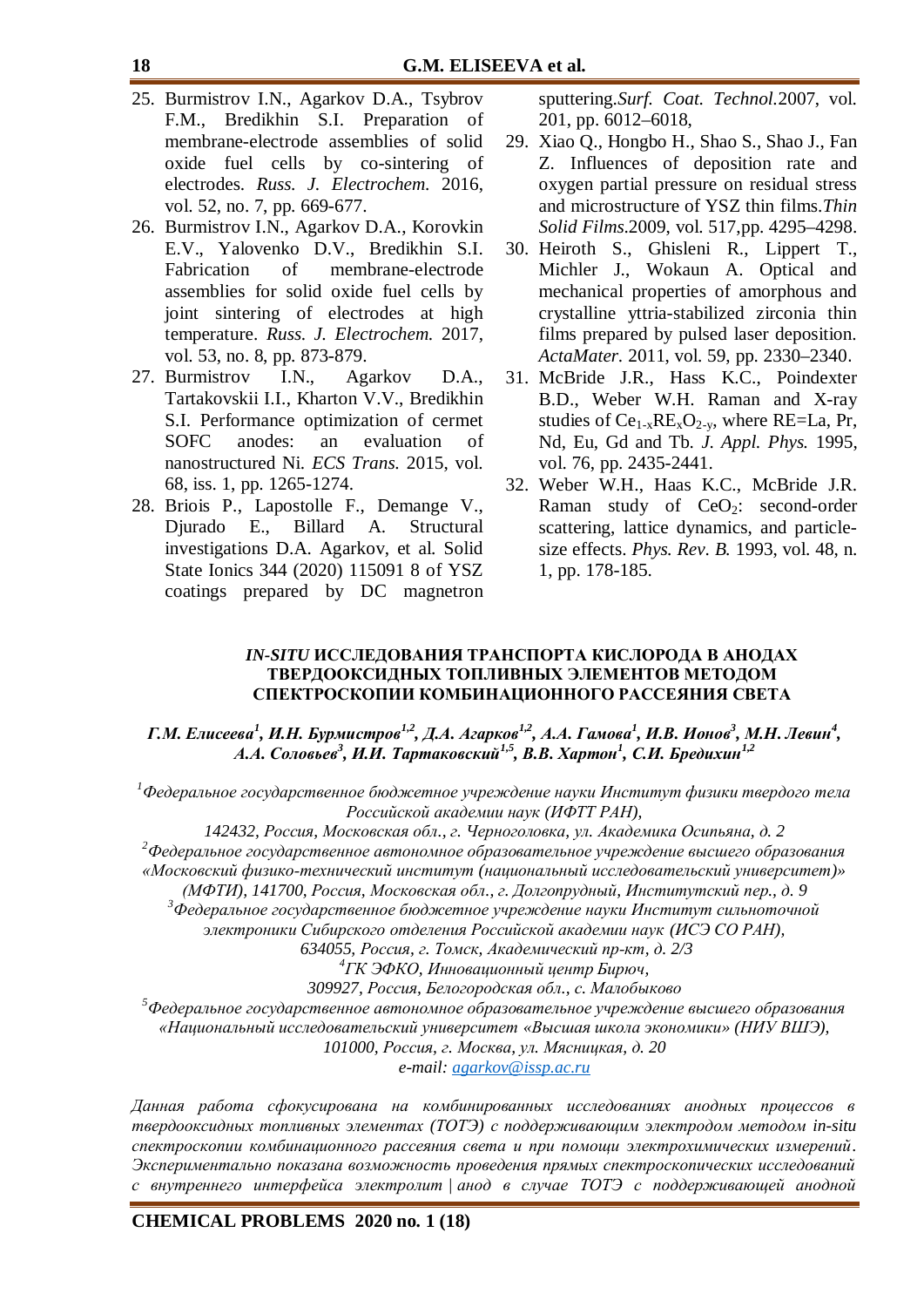25. Burmistrov I.N., Agarkov D.A., Tsybrov F.M., Bredikhin S.I. Preparation of membrane-electrode assemblies of solid oxide fuel cells by co-sintering of electrodes. *Russ. J. Electrochem.* 2016, vol. 52, no. 7, pp. 669-677.
26. Burmistrov I.N., Agarkov D.A., Korovkin E.V., Yalovenko D.V., Bredikhin S.I. Fabrication of membrane-electrode assemblies for solid oxide fuel cells by joint sintering of electrodes at high temperature. *Russ. J. Electrochem.* 2017, vol. 53, no. 8, pp. 873-879.
27. Burmistrov I.N., Agarkov D.A., Tartakovskii I.I., Kharton V.V., Bredikhin S.I. Performance optimization of cermet SOFC anodes: an evaluation of nanostructured Ni. *ECS Trans.* 2015, vol. 68, iss. 1, pp. 1265-1274.
28. Briois P., Lapostolle F., Demange V., Djurado E., Billard A. Structural investigations D.A. Agarkov, et al. Solid State Ionics 344 (2020) 115091 8 of YSZ coatings prepared by DC magnetron sputtering.*Surf. Coat. Technol.*2007, vol. 201, pp. 6012–6018,
29. Xiao Q., Hongbo H., Shao S., Shao J., Fan Z. Influences of deposition rate and oxygen partial pressure on residual stress and microstructure of YSZ thin films.*Thin Solid Films*.2009, vol. 517,pp. 4295–4298.
30. Heiroth S., Ghisleni R., Lippert T., Michler J., Wokaun A. Optical and mechanical properties of amorphous and crystalline yttria-stabilized zirconia thin films prepared by pulsed laser deposition. *ActaMater.* 2011, vol. 59, pp. 2330–2340.
31. McBride J.R., Hass K.C., Poindexter B.D., Weber W.H. Raman and X-ray studies of $Ce_{1-x}RE_xO_{2-y}$, where RE=La, Pr, Nd, Eu, Gd and Tb. *J. Appl. Phys.* 1995, vol. 76, pp. 2435-2441.
32. Weber W.H., Haas K.C., McBride J.R. Raman study of $CeO_2$: second-order scattering, lattice dynamics, and particle-size effects. *Phys. Rev. B.* 1993, vol. 48, n. 1, pp. 178-185.

## *IN-SITU* ИССЛЕДОВАНИЯ ТРАНСПОРТА КИСЛОРОДА В АНОДАХ ТВЕРДООКСИДНЫХ ТОПЛИВНЫХ ЭЛЕМЕНТОВ МЕТОДОМ СПЕКТРОСКОПИИ КОМБИНАЦИОННОГО РАССЕЯНИЯ СВЕТА

***Г.М. Елисеева[1], И.Н. Бурмистров[1,2], Д.А. Агарков[1,2], А.А. Гамова[1], И.В. Ионов[3], М.Н. Левин[4], А.А. Соловьев[3], И.И. Тартаковский[1,5], В.В. Хартон[1], С.И. Бредихин[1,2]***

*[1]Федеральное государственное бюджетное учреждение науки Институт физики твердого тела Российской академии наук (ИФТТ РАН),*
*142432, Россия, Московская обл., г. Черноголовка, ул. Академика Осипьяна, д. 2*
*[2]Федеральное государственное автономное образовательное учреждение высшего образования «Московский физико-технический институт (национальный исследовательский университет)» (МФТИ), 141700, Россия, Московская обл., г. Долгопрудный, Институтский пер., д. 9*
*[3]Федеральное государственное бюджетное учреждение науки Институт сильноточной электроники Сибирского отделения Российской академии наук (ИСЭ СО РАН),*
*634055, Россия, г. Томск, Академический пр-кт, д. 2/3*
*[4]ГК ЭФКО, Инновационный центр Бирюч,*
*309927, Россия, Белогородская обл., с. Малобыково*
*[5]Федеральное государственное автономное образовательное учреждение высшего образования «Национальный исследовательский университет «Высшая школа экономики» (НИУ ВШЭ),*
*101000, Россия, г. Москва, ул. Мясницкая, д. 20*
*e-mail: agarkov@issp.ac.ru*

*Данная работа сфокусирована на комбинированных исследованиях анодных процессов в твердооксидных топливных элементах (ТОТЭ) с поддерживающим электродом методом in-situ спектроскопии комбинационного рассеяния света и при помощи электрохимических измерений. Экспериментально показана возможность проведения прямых спектроскопических исследований с внутреннего интерфейса электролит | анод в случае ТОТЭ с поддерживающей анодной*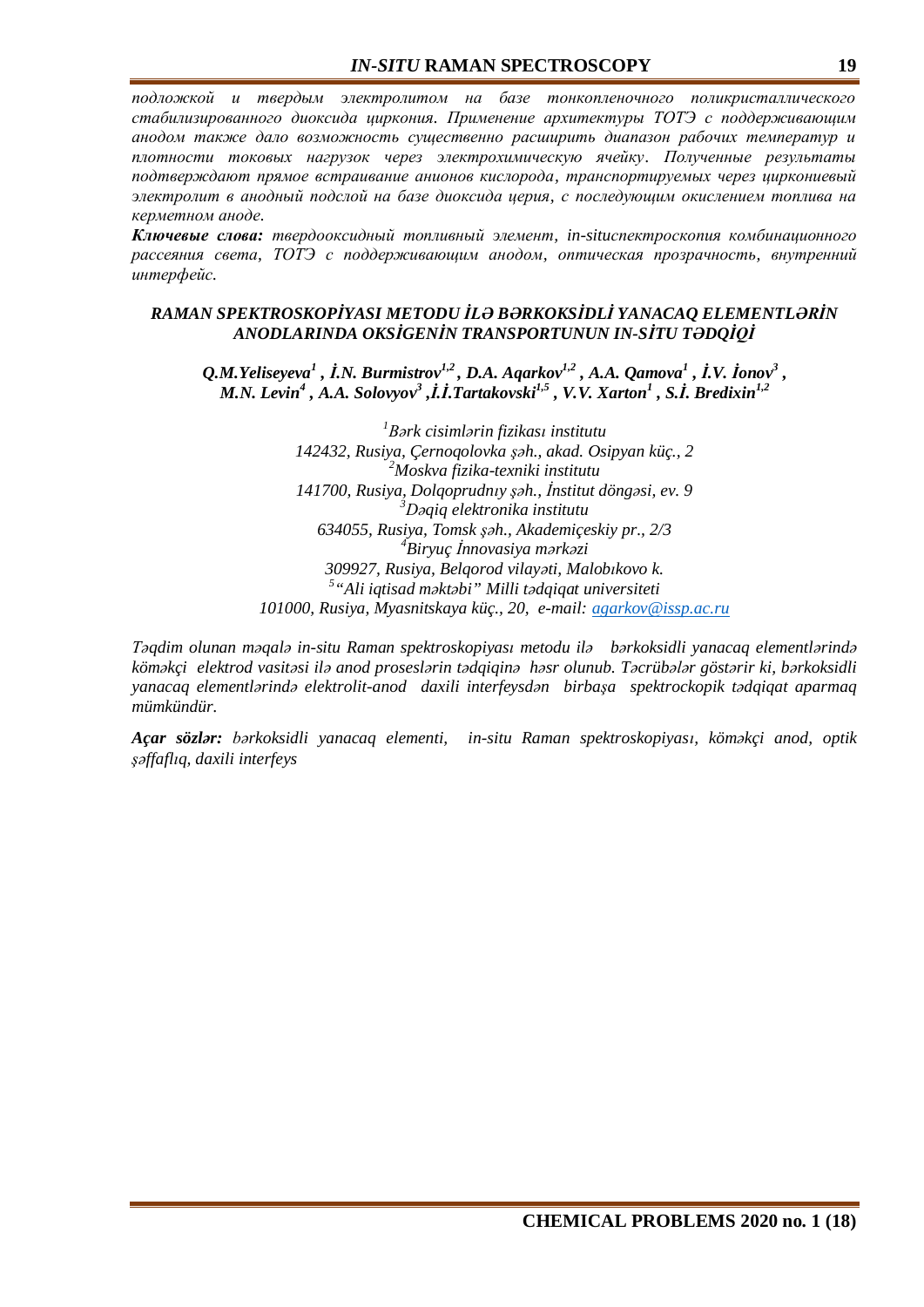*подложкой и твердым электролитом на базе тонкопленочного поликристаллического стабилизированного диоксида циркония. Применение архитектуры ТОТЭ с поддерживающим анодом также дало возможность существенно расширить диапазон рабочих температур и плотности токовых нагрузок через электрохимическую ячейку. Полученные результаты подтверждают прямое встраивание анионов кислорода, транспортируемых через циркониевый электролит в анодный подслой на базе диоксида церия, с последующим окислением топлива на керметном аноде.*

***Ключевые слова:*** *твердооксидный топливный элемент, in-situспектроскопия комбинационного рассеяния света, ТОТЭ с поддерживающим анодом, оптическая прозрачность, внутренний интерфейс.*

### *RAMAN SPEKTROSKOPİYASI METODU İLƏ BƏRKOKSİDLİ YANACAQ ELEMENTLƏRİN ANODLARINDA OKSİGENİN TRANSPORTUNUN IN-SİTU TƏDQİQİ*

***Q.M.Yeliseyeva[1] , İ.N. Burmistrov[1,2] , D.A. Aqarkov[1,2] , A.A. Qamova[1] , İ.V. İonov[3] , M.N. Levin[4] , A.A. Solovyov[3] ,İ.İ.Tartakovski[1,5] , V.V. Xarton[1] , S.İ. Bredixin[1,2]***

*[1]Bərk cisimlərin fizikası institutu*
*142432, Rusiya, Çernoqolovka şəh., akad. Osipyan küç., 2*
*[2]Moskva fizika-texniki institutu*
*141700, Rusiya, Dolqoprudnıy şəh., İnstitut döngəsi, ev. 9*
*[3]Dəqiq elektronika institutu*
*634055, Rusiya, Tomsk şəh., Akademiçeskiy pr., 2/3*
*[4]Biryuç İnnovasiya mərkəzi*
*309927, Rusiya, Belqorod vilayəti, Malobıkovo k.*
*[5]"Ali iqtisad məktəbi" Milli tədqiqat universiteti*
*101000, Rusiya, Myasnitskaya küç., 20, e-mail: agarkov@issp.ac.ru*

*Təqdim olunan məqalə in-situ Raman spektroskopiyası metodu ilə bərkoksidli yanacaq elementlərində köməkçi elektrod vasitəsi ilə anod proseslərin tədqiqinə həsr olunub. Təcrübələr göstərir ki, bərkoksidli yanacaq elementlərində elektrolit-anod daxili interfeysdən birbaşa spektrockopik tədqiqat aparmaq mümkündür.*

***Açar sözlər:*** *bərkoksidli yanacaq elementi, in-situ Raman spektroskopiyası, köməkçi anod, optik şəffaflıq, daxili interfeys*